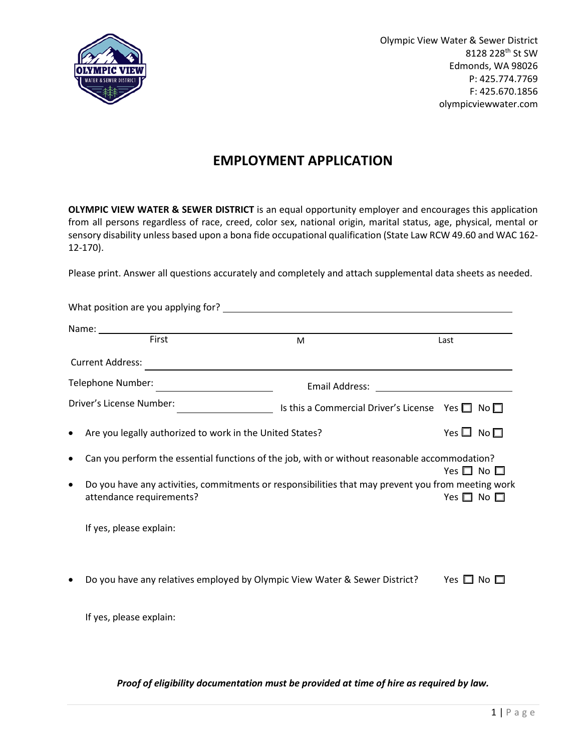Olympic View Water & Sewer District
8128 228th St SW
Edmonds, WA 98026
P: 425.774.7769
F: 425.670.1856
olympicviewwater.com

# EMPLOYMENT APPLICATION

**OLYMPIC VIEW WATER & SEWER DISTRICT** is an equal opportunity employer and encourages this application from all persons regardless of race, creed, color sex, national origin, marital status, age, physical, mental or sensory disability unless based upon a bona fide occupational qualification (State Law RCW 49.60 and WAC 162-12-170).

Please print. Answer all questions accurately and completely and attach supplemental data sheets as needed.

What position are you applying for? ____________________

Name: ____________________
First M Last

Current Address: ____________________

Telephone Number: ____________ Email Address: ____________

Driver's License Number: ____________ Is this a Commercial Driver's License Yes ☐ No ☐

- Are you legally authorized to work in the United States? Yes ☐ No ☐
- Can you perform the essential functions of the job, with or without reasonable accommodation? Yes ☐ No ☐
- Do you have any activities, commitments or responsibilities that may prevent you from meeting work attendance requirements? Yes ☐ No ☐

  If yes, please explain:

- Do you have any relatives employed by Olympic View Water & Sewer District? Yes ☐ No ☐

  If yes, please explain:

***Proof of eligibility documentation must be provided at time of hire as required by law.***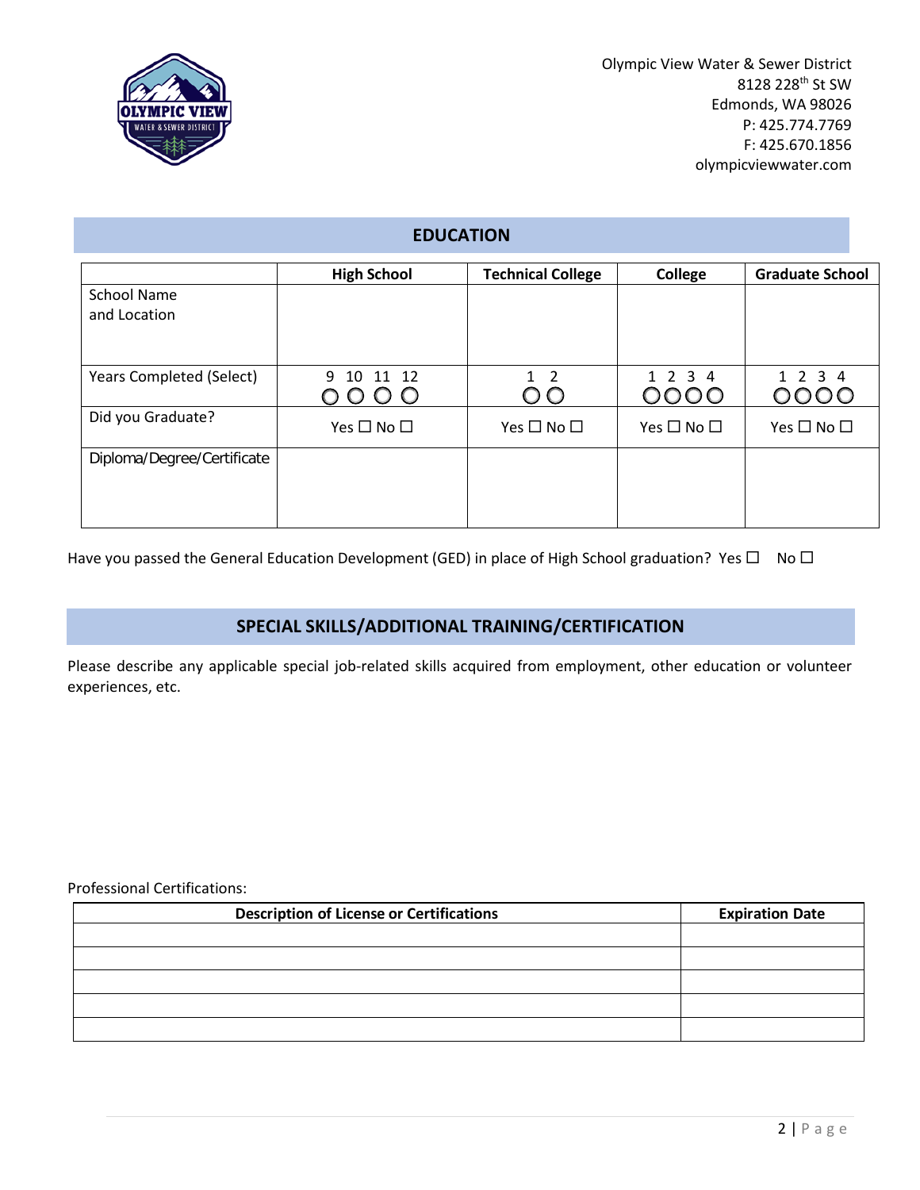Olympic View Water & Sewer District
8128 228th St SW
Edmonds, WA 98026
P: 425.774.7769
F: 425.670.1856
olympicviewwater.com

## EDUCATION

| | High School | Technical College | College | Graduate School |
|---|---|---|---|---|
| School Name and Location | | | | |
| Years Completed (Select) | 9 10 11 12 ◯ ◯ ◯ ◯ | 1 2 ◯ ◯ | 1 2 3 4 ◯◯◯◯ | 1 2 3 4 ◯◯◯◯ |
| Did you Graduate? | Yes ☐ No ☐ | Yes ☐ No ☐ | Yes ☐ No ☐ | Yes ☐ No ☐ |
| Diploma/Degree/Certificate | | | | |

Have you passed the General Education Development (GED) in place of High School graduation? Yes ☐ No ☐

## SPECIAL SKILLS/ADDITIONAL TRAINING/CERTIFICATION

Please describe any applicable special job-related skills acquired from employment, other education or volunteer experiences, etc.

Professional Certifications:

| Description of License or Certifications | Expiration Date |
|---|---|
| | |
| | |
| | |
| | |
| | |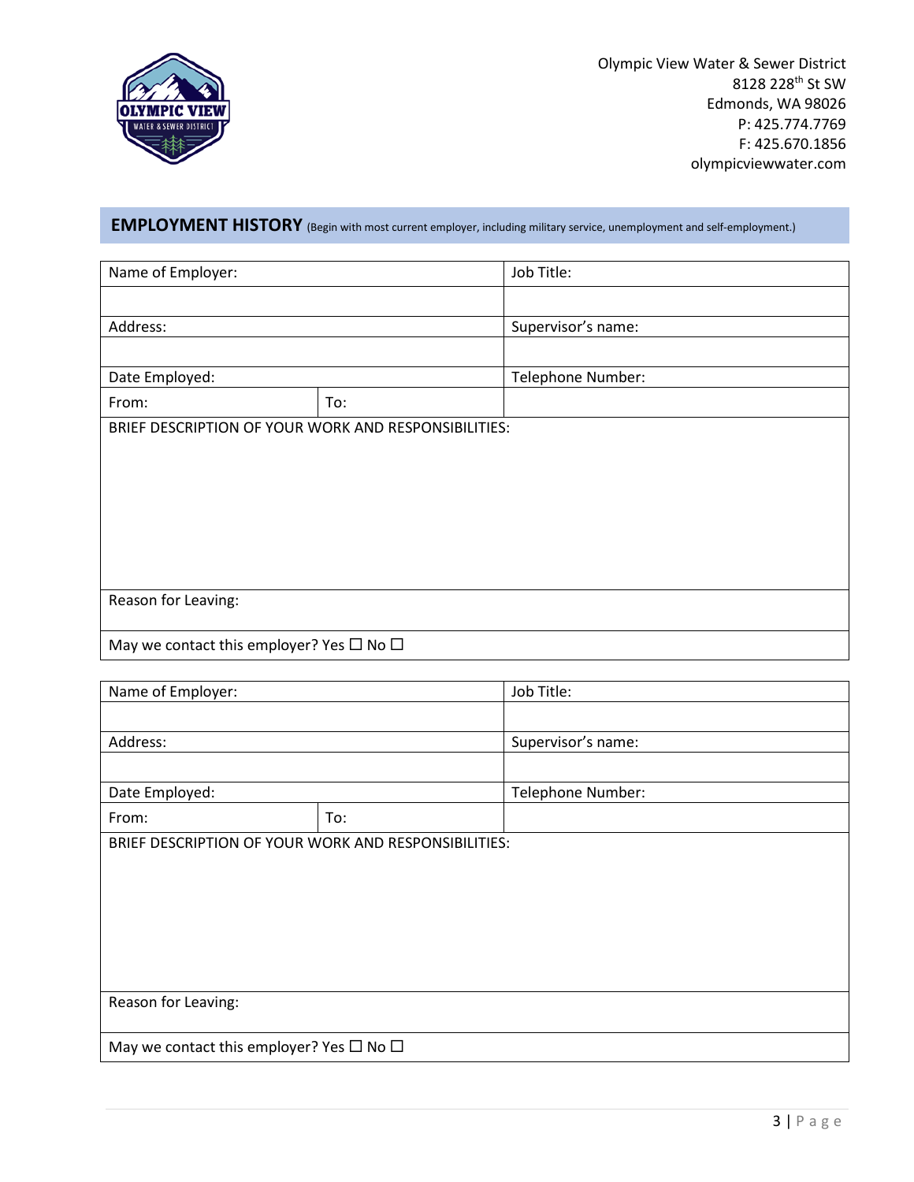Olympic View Water & Sewer District
8128 228th St SW
Edmonds, WA 98026
P: 425.774.7769
F: 425.670.1856
olympicviewwater.com

## EMPLOYMENT HISTORY (Begin with most current employer, including military service, unemployment and self-employment.)

| Name of Employer: | | Job Title: |
|---|---|---|
| | | |
| Address: | | Supervisor's name: |
| | | |
| Date Employed: | | Telephone Number: |
| From: | To: | |
| BRIEF DESCRIPTION OF YOUR WORK AND RESPONSIBILITIES: | | |
| Reason for Leaving: | | |
| May we contact this employer? Yes ☐ No ☐ | | |

| Name of Employer: | | Job Title: |
|---|---|---|
| | | |
| Address: | | Supervisor's name: |
| | | |
| Date Employed: | | Telephone Number: |
| From: | To: | |
| BRIEF DESCRIPTION OF YOUR WORK AND RESPONSIBILITIES: | | |
| Reason for Leaving: | | |
| May we contact this employer? Yes ☐ No ☐ | | |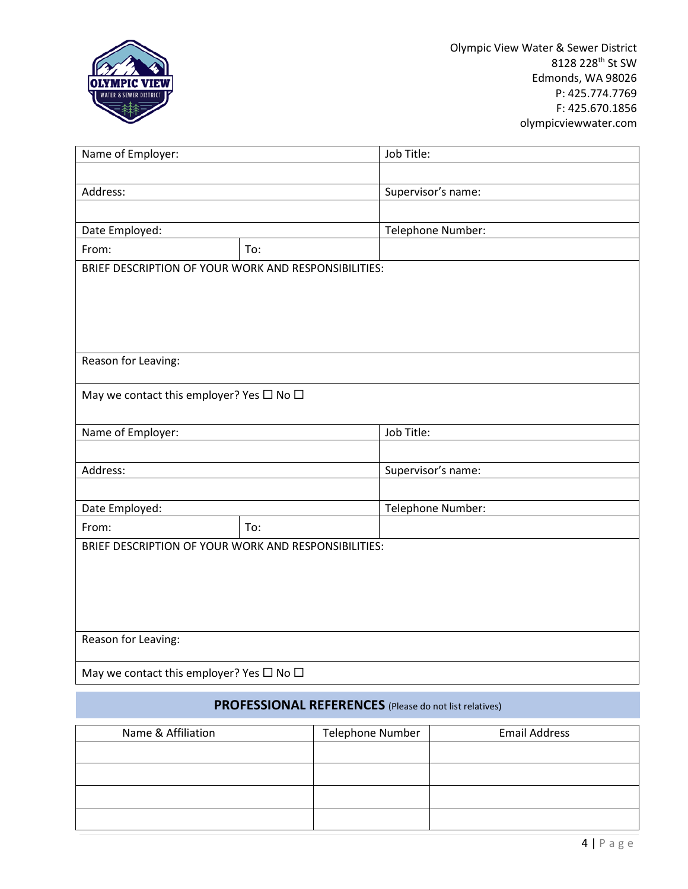Olympic View Water & Sewer District
8128 228th St SW
Edmonds, WA 98026
P: 425.774.7769
F: 425.670.1856
olympicviewwater.com

| Name of Employer: | | Job Title: |
|---|---|---|
| | | |
| Address: | | Supervisor's name: |
| | | |
| Date Employed: | | Telephone Number: |
| From: | To: | |
| BRIEF DESCRIPTION OF YOUR WORK AND RESPONSIBILITIES: | | |
| Reason for Leaving: | | |
| May we contact this employer? Yes ☐ No ☐ | | |

| Name of Employer: | | Job Title: |
|---|---|---|
| | | |
| Address: | | Supervisor's name: |
| | | |
| Date Employed: | | Telephone Number: |
| From: | To: | |
| BRIEF DESCRIPTION OF YOUR WORK AND RESPONSIBILITIES: | | |
| Reason for Leaving: | | |
| May we contact this employer? Yes ☐ No ☐ | | |

## PROFESSIONAL REFERENCES (Please do not list relatives)

| Name & Affiliation | Telephone Number | Email Address |
|---|---|---|
| | | |
| | | |
| | | |
| | | |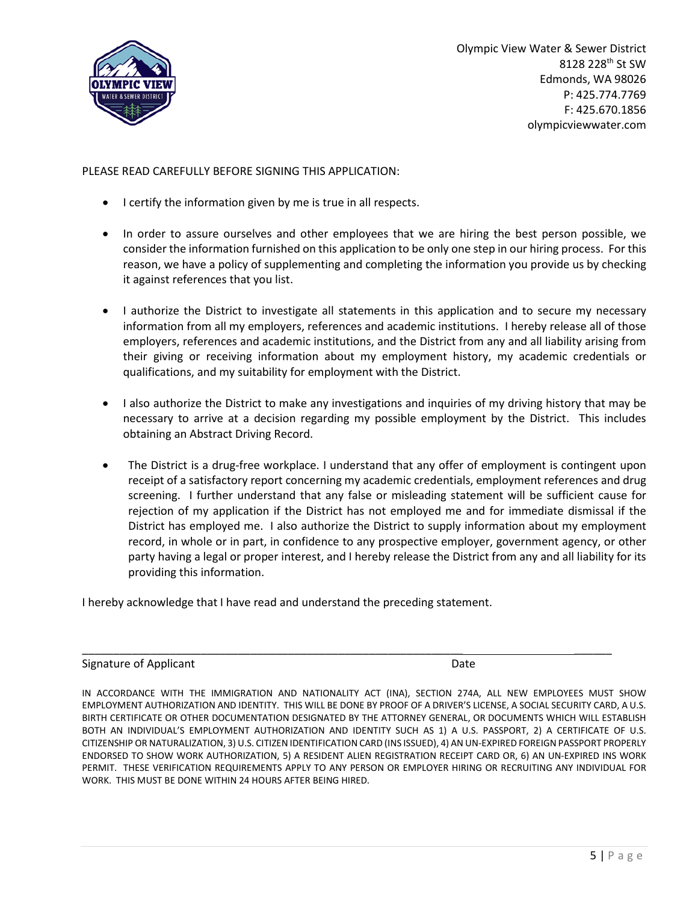Olympic View Water & Sewer District
8128 228th St SW
Edmonds, WA 98026
P: 425.774.7769
F: 425.670.1856
olympicviewwater.com

PLEASE READ CAREFULLY BEFORE SIGNING THIS APPLICATION:

- I certify the information given by me is true in all respects.
- In order to assure ourselves and other employees that we are hiring the best person possible, we consider the information furnished on this application to be only one step in our hiring process. For this reason, we have a policy of supplementing and completing the information you provide us by checking it against references that you list.
- I authorize the District to investigate all statements in this application and to secure my necessary information from all my employers, references and academic institutions. I hereby release all of those employers, references and academic institutions, and the District from any and all liability arising from their giving or receiving information about my employment history, my academic credentials or qualifications, and my suitability for employment with the District.
- I also authorize the District to make any investigations and inquiries of my driving history that may be necessary to arrive at a decision regarding my possible employment by the District. This includes obtaining an Abstract Driving Record.
- The District is a drug-free workplace. I understand that any offer of employment is contingent upon receipt of a satisfactory report concerning my academic credentials, employment references and drug screening. I further understand that any false or misleading statement will be sufficient cause for rejection of my application if the District has not employed me and for immediate dismissal if the District has employed me. I also authorize the District to supply information about my employment record, in whole or in part, in confidence to any prospective employer, government agency, or other party having a legal or proper interest, and I hereby release the District from any and all liability for its providing this information.

I hereby acknowledge that I have read and understand the preceding statement.

______________________________________________________________________________

Signature of Applicant                                                                                    Date

IN ACCORDANCE WITH THE IMMIGRATION AND NATIONALITY ACT (INA), SECTION 274A, ALL NEW EMPLOYEES MUST SHOW EMPLOYMENT AUTHORIZATION AND IDENTITY. THIS WILL BE DONE BY PROOF OF A DRIVER'S LICENSE, A SOCIAL SECURITY CARD, A U.S. BIRTH CERTIFICATE OR OTHER DOCUMENTATION DESIGNATED BY THE ATTORNEY GENERAL, OR DOCUMENTS WHICH WILL ESTABLISH BOTH AN INDIVIDUAL'S EMPLOYMENT AUTHORIZATION AND IDENTITY SUCH AS 1) A U.S. PASSPORT, 2) A CERTIFICATE OF U.S. CITIZENSHIP OR NATURALIZATION, 3) U.S. CITIZEN IDENTIFICATION CARD (INS ISSUED), 4) AN UN-EXPIRED FOREIGN PASSPORT PROPERLY ENDORSED TO SHOW WORK AUTHORIZATION, 5) A RESIDENT ALIEN REGISTRATION RECEIPT CARD OR, 6) AN UN-EXPIRED INS WORK PERMIT. THESE VERIFICATION REQUIREMENTS APPLY TO ANY PERSON OR EMPLOYER HIRING OR RECRUITING ANY INDIVIDUAL FOR WORK. THIS MUST BE DONE WITHIN 24 HOURS AFTER BEING HIRED.